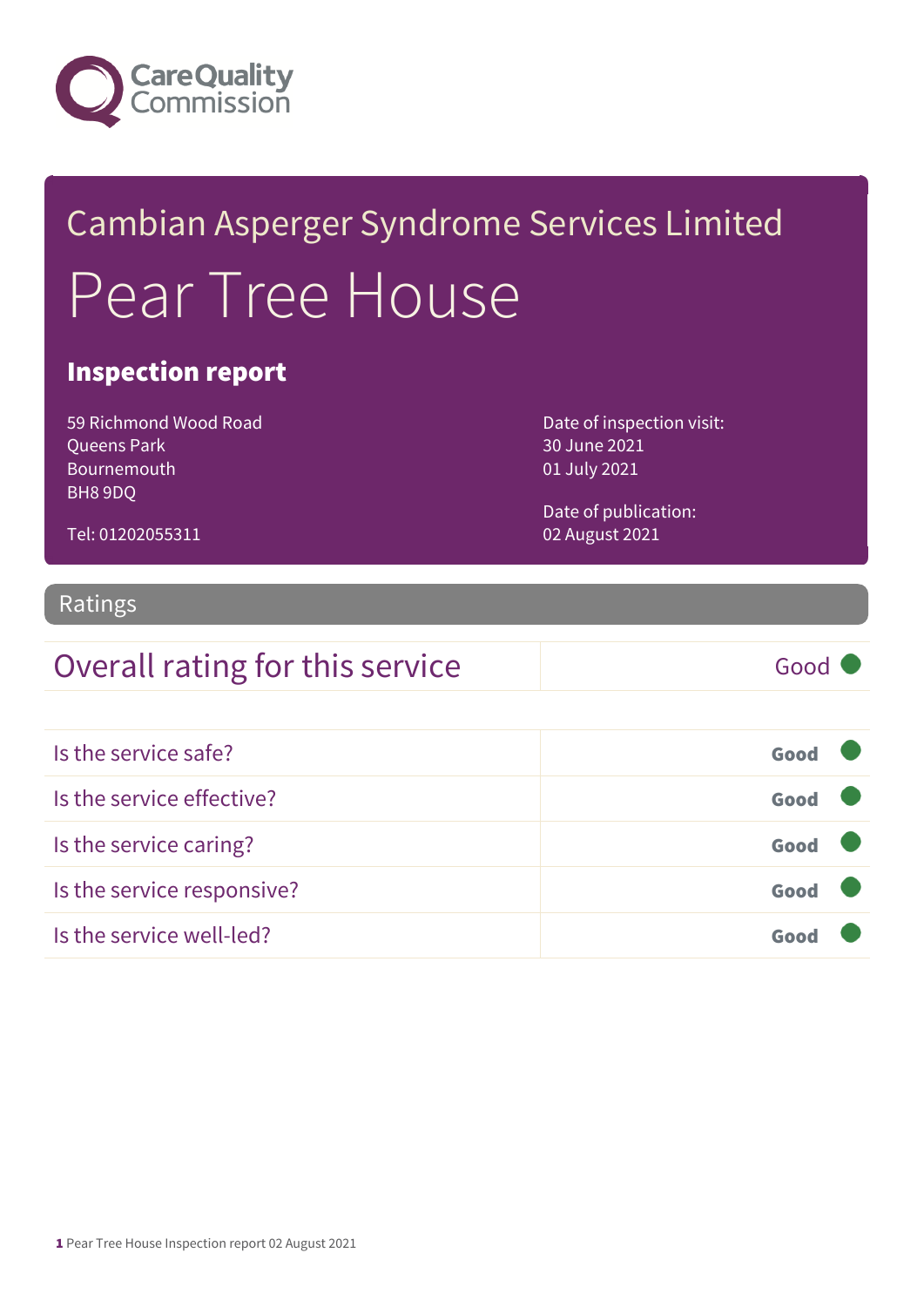Care Quality Commission

Cambian Asperger Syndrome Services Limited

# Pear Tree House

## Inspection report

59 Richmond Wood Road
Queens Park
Bournemouth
BH8 9DQ

Tel: 01202055311

Date of inspection visit:
30 June 2021
01 July 2021

Date of publication:
02 August 2021

## Ratings

| Overall rating for this service | Good |
|---|---|

| | |
|---|---|
| Is the service safe? | **Good** |
| Is the service effective? | **Good** |
| Is the service caring? | **Good** |
| Is the service responsive? | **Good** |
| Is the service well-led? | **Good** |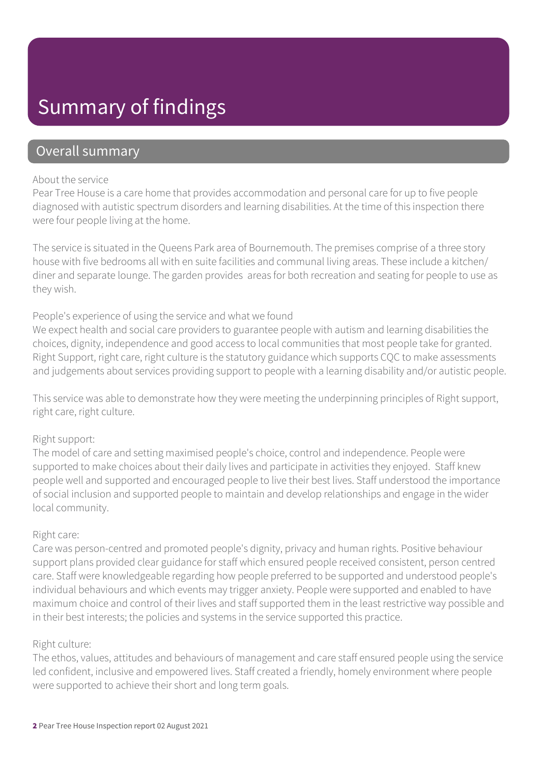# Summary of findings

## Overall summary

About the service

Pear Tree House is a care home that provides accommodation and personal care for up to five people diagnosed with autistic spectrum disorders and learning disabilities. At the time of this inspection there were four people living at the home.

The service is situated in the Queens Park area of Bournemouth. The premises comprise of a three story house with five bedrooms all with en suite facilities and communal living areas. These include a kitchen/ diner and separate lounge. The garden provides areas for both recreation and seating for people to use as they wish.

People's experience of using the service and what we found

We expect health and social care providers to guarantee people with autism and learning disabilities the choices, dignity, independence and good access to local communities that most people take for granted. Right Support, right care, right culture is the statutory guidance which supports CQC to make assessments and judgements about services providing support to people with a learning disability and/or autistic people.

This service was able to demonstrate how they were meeting the underpinning principles of Right support, right care, right culture.

Right support:

The model of care and setting maximised people's choice, control and independence. People were supported to make choices about their daily lives and participate in activities they enjoyed. Staff knew people well and supported and encouraged people to live their best lives. Staff understood the importance of social inclusion and supported people to maintain and develop relationships and engage in the wider local community.

Right care:

Care was person-centred and promoted people's dignity, privacy and human rights. Positive behaviour support plans provided clear guidance for staff which ensured people received consistent, person centred care. Staff were knowledgeable regarding how people preferred to be supported and understood people's individual behaviours and which events may trigger anxiety. People were supported and enabled to have maximum choice and control of their lives and staff supported them in the least restrictive way possible and in their best interests; the policies and systems in the service supported this practice.

Right culture:

The ethos, values, attitudes and behaviours of management and care staff ensured people using the service led confident, inclusive and empowered lives. Staff created a friendly, homely environment where people were supported to achieve their short and long term goals.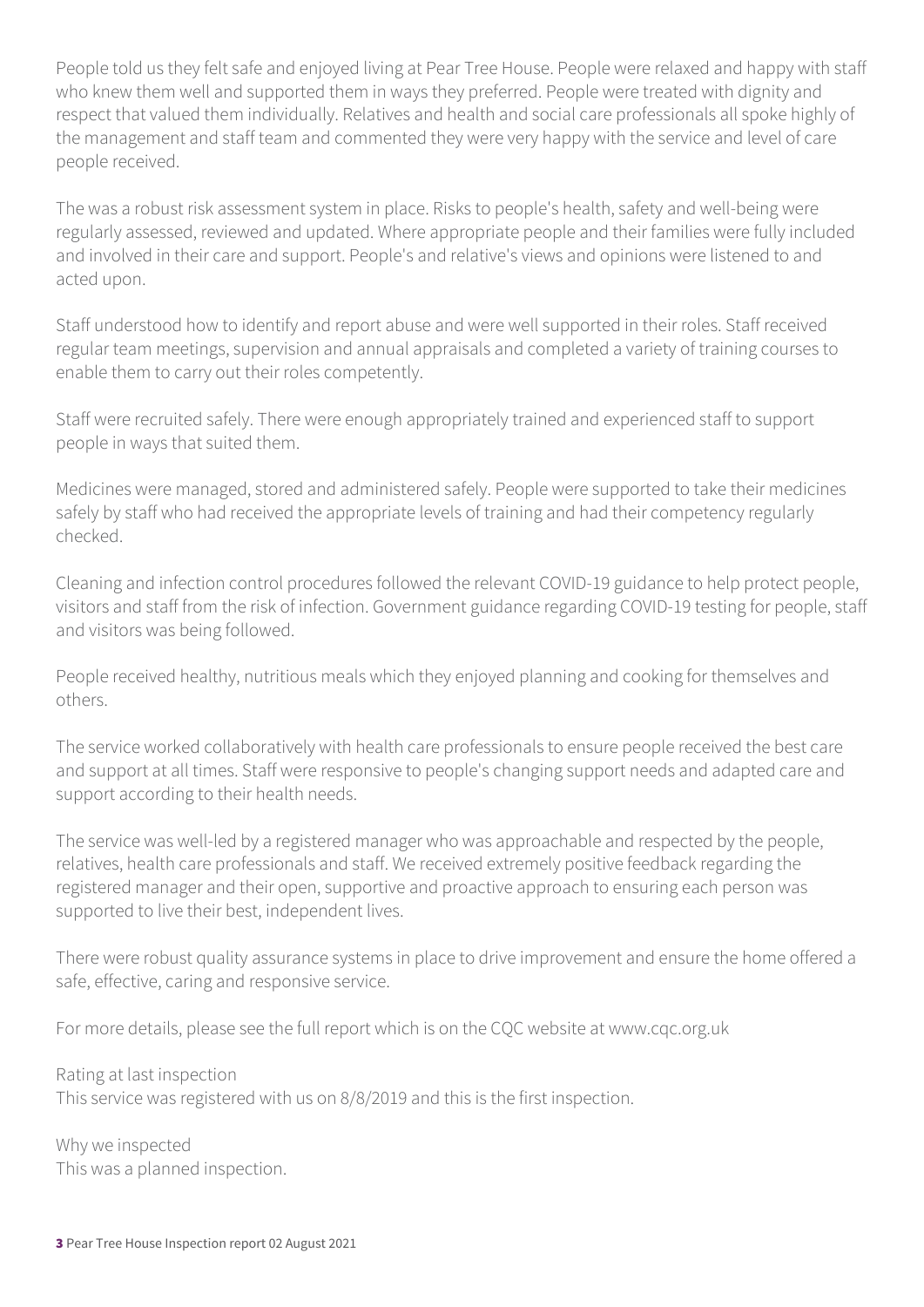People told us they felt safe and enjoyed living at Pear Tree House. People were relaxed and happy with staff who knew them well and supported them in ways they preferred. People were treated with dignity and respect that valued them individually. Relatives and health and social care professionals all spoke highly of the management and staff team and commented they were very happy with the service and level of care people received.

The was a robust risk assessment system in place. Risks to people's health, safety and well-being were regularly assessed, reviewed and updated. Where appropriate people and their families were fully included and involved in their care and support. People's and relative's views and opinions were listened to and acted upon.

Staff understood how to identify and report abuse and were well supported in their roles. Staff received regular team meetings, supervision and annual appraisals and completed a variety of training courses to enable them to carry out their roles competently.

Staff were recruited safely. There were enough appropriately trained and experienced staff to support people in ways that suited them.

Medicines were managed, stored and administered safely. People were supported to take their medicines safely by staff who had received the appropriate levels of training and had their competency regularly checked.

Cleaning and infection control procedures followed the relevant COVID-19 guidance to help protect people, visitors and staff from the risk of infection. Government guidance regarding COVID-19 testing for people, staff and visitors was being followed.

People received healthy, nutritious meals which they enjoyed planning and cooking for themselves and others.

The service worked collaboratively with health care professionals to ensure people received the best care and support at all times. Staff were responsive to people's changing support needs and adapted care and support according to their health needs.

The service was well-led by a registered manager who was approachable and respected by the people, relatives, health care professionals and staff. We received extremely positive feedback regarding the registered manager and their open, supportive and proactive approach to ensuring each person was supported to live their best, independent lives.

There were robust quality assurance systems in place to drive improvement and ensure the home offered a safe, effective, caring and responsive service.

For more details, please see the full report which is on the CQC website at www.cqc.org.uk

Rating at last inspection
This service was registered with us on 8/8/2019 and this is the first inspection.

Why we inspected
This was a planned inspection.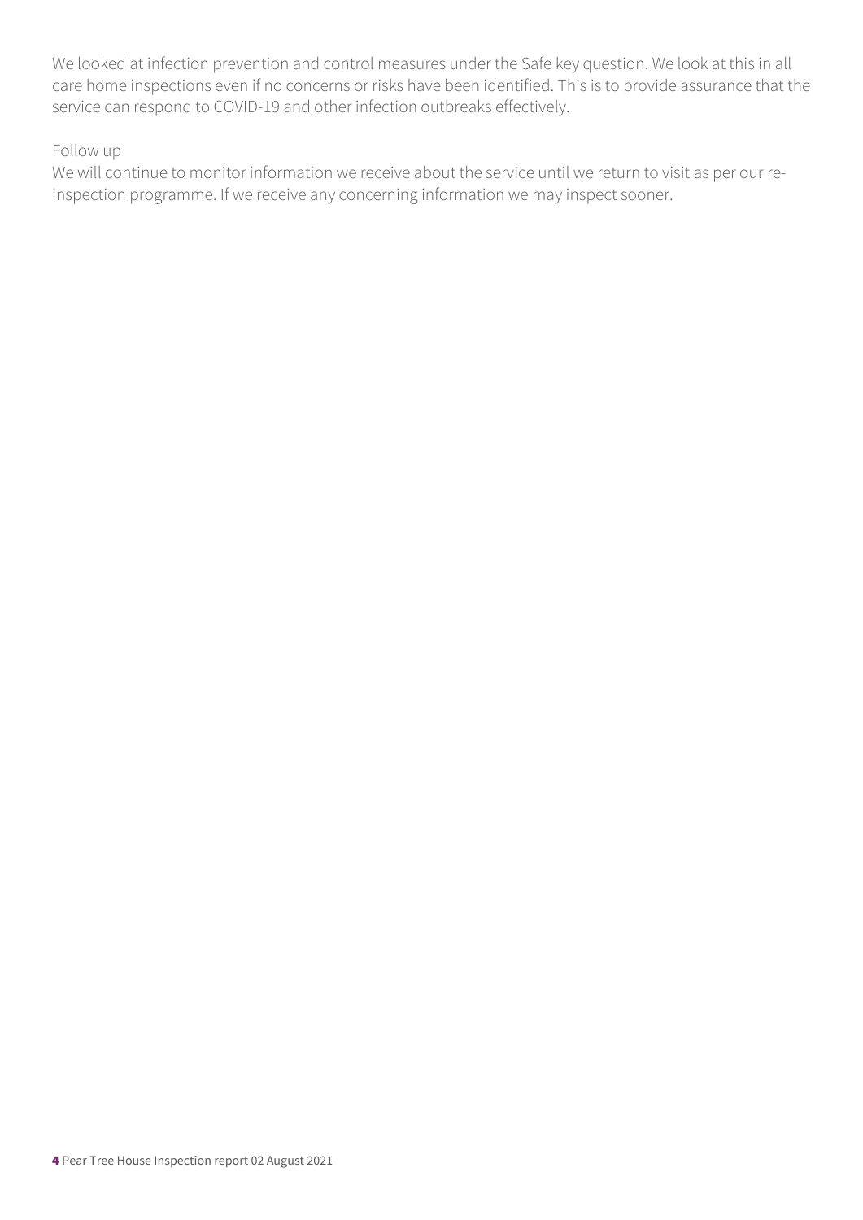We looked at infection prevention and control measures under the Safe key question. We look at this in all care home inspections even if no concerns or risks have been identified. This is to provide assurance that the service can respond to COVID-19 and other infection outbreaks effectively.

### Follow up

We will continue to monitor information we receive about the service until we return to visit as per our re-inspection programme. If we receive any concerning information we may inspect sooner.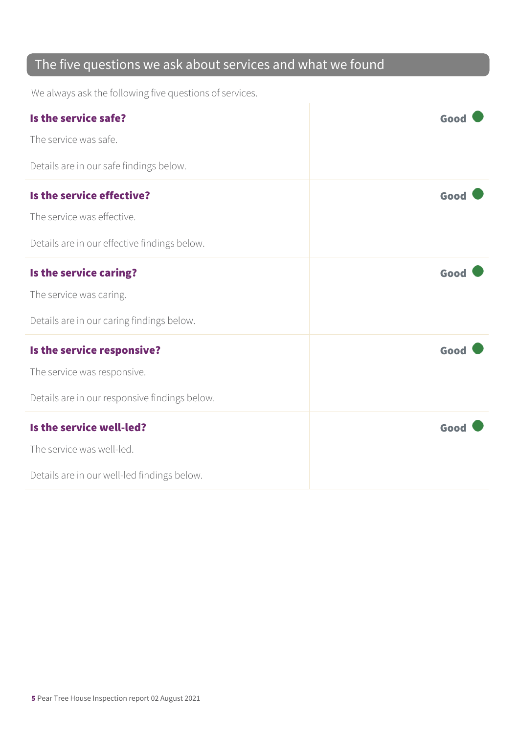## The five questions we ask about services and what we found

We always ask the following five questions of services.

| | |
|---|---|
| **Is the service safe?**<br><br>The service was safe.<br><br>Details are in our safe findings below. | **Good** |
| **Is the service effective?**<br><br>The service was effective.<br><br>Details are in our effective findings below. | **Good** |
| **Is the service caring?**<br><br>The service was caring.<br><br>Details are in our caring findings below. | **Good** |
| **Is the service responsive?**<br><br>The service was responsive.<br><br>Details are in our responsive findings below. | **Good** |
| **Is the service well-led?**<br><br>The service was well-led.<br><br>Details are in our well-led findings below. | **Good** |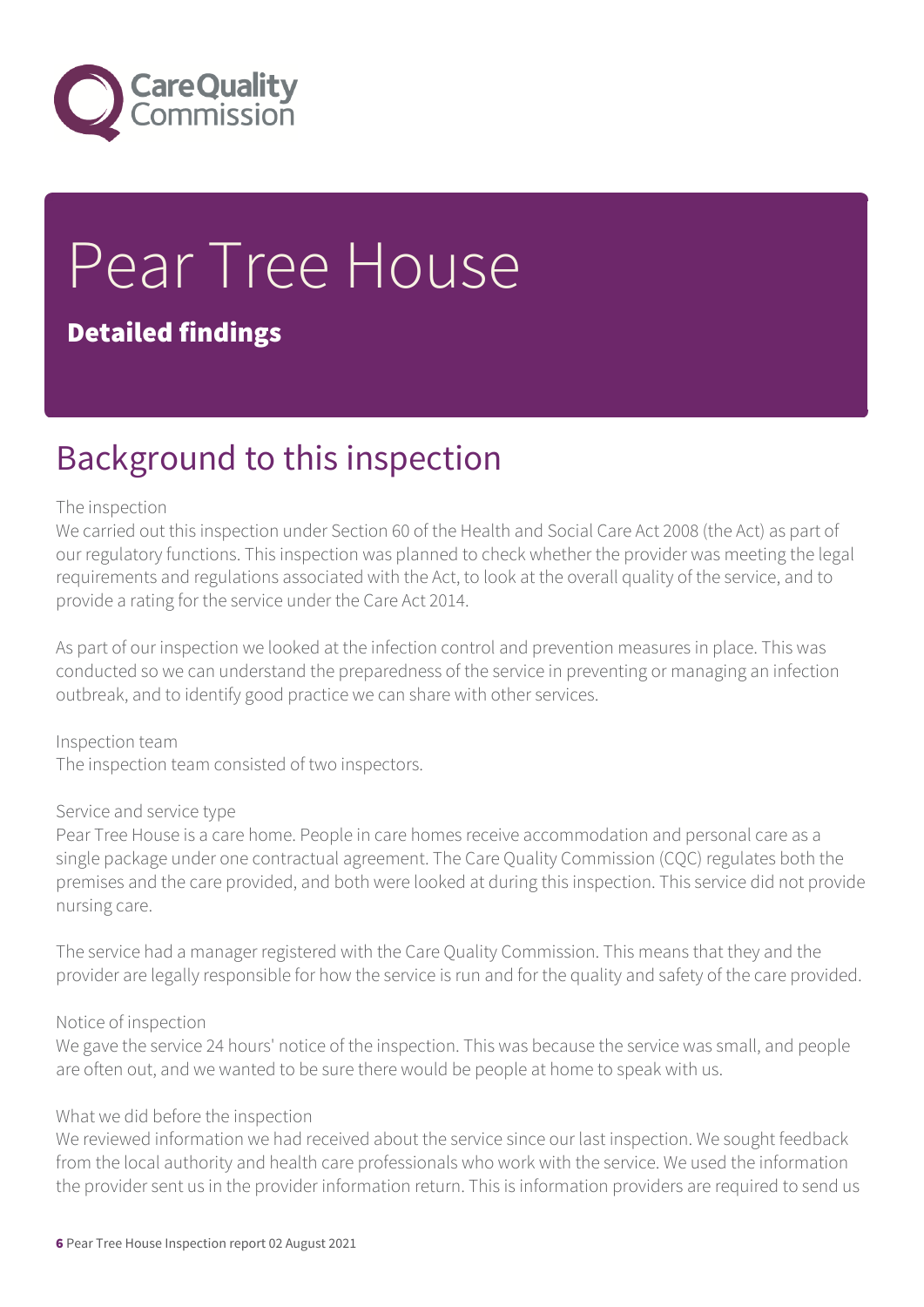# Pear Tree House

## Detailed findings

## Background to this inspection

The inspection

We carried out this inspection under Section 60 of the Health and Social Care Act 2008 (the Act) as part of our regulatory functions. This inspection was planned to check whether the provider was meeting the legal requirements and regulations associated with the Act, to look at the overall quality of the service, and to provide a rating for the service under the Care Act 2014.

As part of our inspection we looked at the infection control and prevention measures in place. This was conducted so we can understand the preparedness of the service in preventing or managing an infection outbreak, and to identify good practice we can share with other services.

Inspection team

The inspection team consisted of two inspectors.

Service and service type

Pear Tree House is a care home. People in care homes receive accommodation and personal care as a single package under one contractual agreement. The Care Quality Commission (CQC) regulates both the premises and the care provided, and both were looked at during this inspection. This service did not provide nursing care.

The service had a manager registered with the Care Quality Commission. This means that they and the provider are legally responsible for how the service is run and for the quality and safety of the care provided.

Notice of inspection

We gave the service 24 hours' notice of the inspection. This was because the service was small, and people are often out, and we wanted to be sure there would be people at home to speak with us.

What we did before the inspection

We reviewed information we had received about the service since our last inspection. We sought feedback from the local authority and health care professionals who work with the service. We used the information the provider sent us in the provider information return. This is information providers are required to send us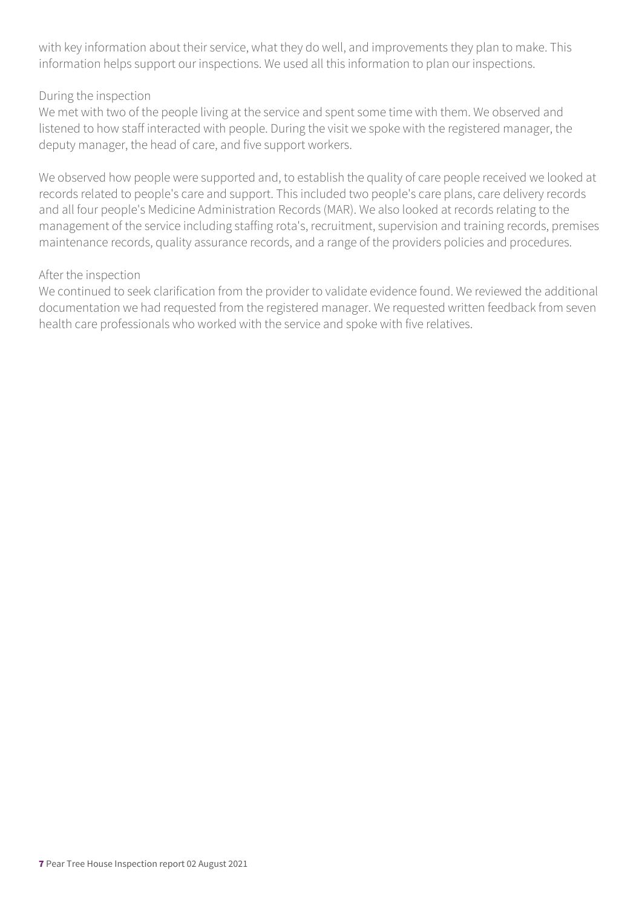with key information about their service, what they do well, and improvements they plan to make. This information helps support our inspections. We used all this information to plan our inspections.

During the inspection

We met with two of the people living at the service and spent some time with them. We observed and listened to how staff interacted with people. During the visit we spoke with the registered manager, the deputy manager, the head of care, and five support workers.

We observed how people were supported and, to establish the quality of care people received we looked at records related to people's care and support. This included two people's care plans, care delivery records and all four people's Medicine Administration Records (MAR). We also looked at records relating to the management of the service including staffing rota's, recruitment, supervision and training records, premises maintenance records, quality assurance records, and a range of the providers policies and procedures.

After the inspection

We continued to seek clarification from the provider to validate evidence found. We reviewed the additional documentation we had requested from the registered manager. We requested written feedback from seven health care professionals who worked with the service and spoke with five relatives.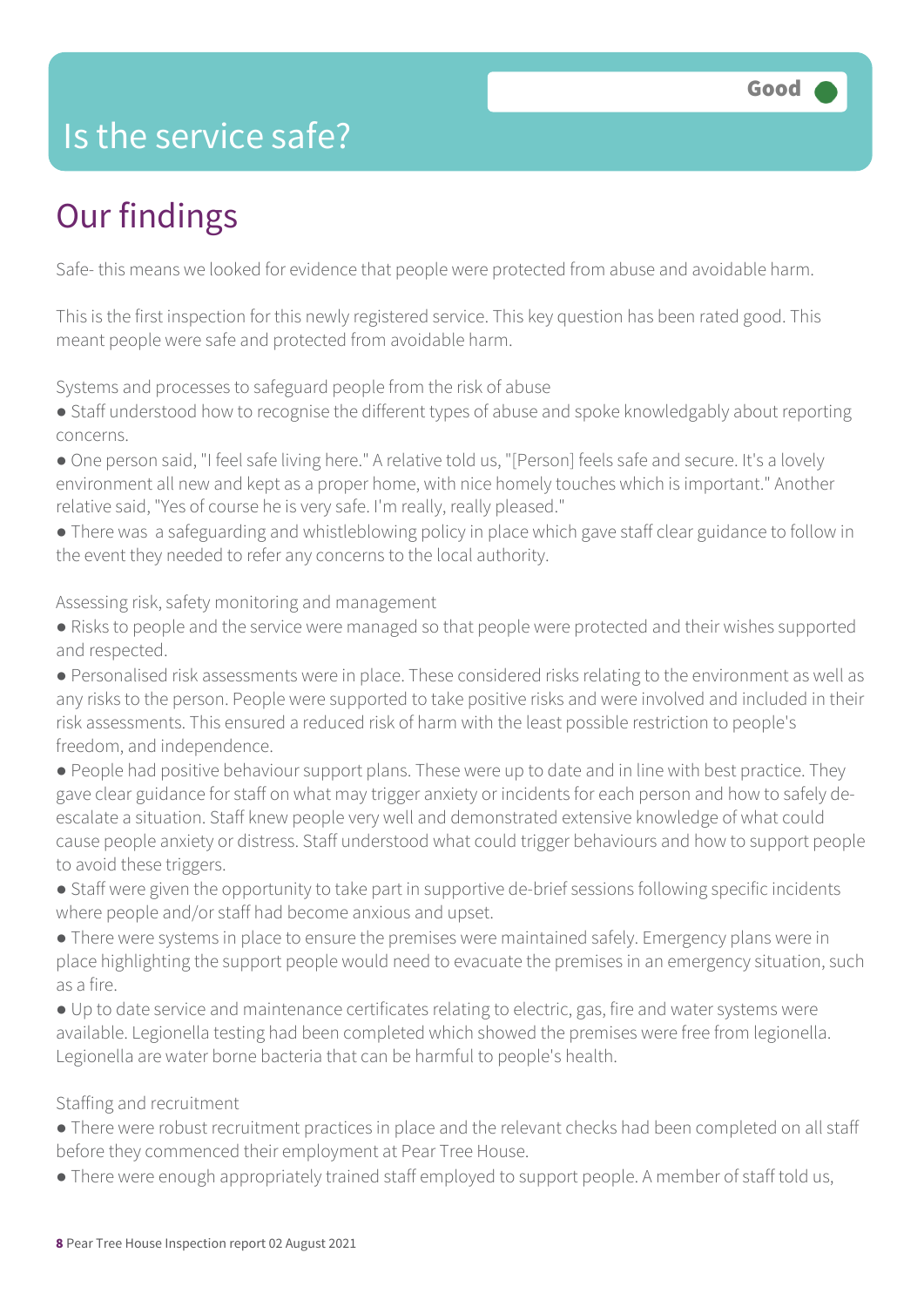# Is the service safe?

Good

## Our findings

Safe- this means we looked for evidence that people were protected from abuse and avoidable harm.

This is the first inspection for this newly registered service. This key question has been rated good. This meant people were safe and protected from avoidable harm.

Systems and processes to safeguard people from the risk of abuse

- Staff understood how to recognise the different types of abuse and spoke knowledgably about reporting concerns.
- One person said, "I feel safe living here." A relative told us, "[Person] feels safe and secure. It's a lovely environment all new and kept as a proper home, with nice homely touches which is important." Another relative said, "Yes of course he is very safe. I'm really, really pleased."
- There was a safeguarding and whistleblowing policy in place which gave staff clear guidance to follow in the event they needed to refer any concerns to the local authority.

Assessing risk, safety monitoring and management

- Risks to people and the service were managed so that people were protected and their wishes supported and respected.
- Personalised risk assessments were in place. These considered risks relating to the environment as well as any risks to the person. People were supported to take positive risks and were involved and included in their risk assessments. This ensured a reduced risk of harm with the least possible restriction to people's freedom, and independence.
- People had positive behaviour support plans. These were up to date and in line with best practice. They gave clear guidance for staff on what may trigger anxiety or incidents for each person and how to safely de-escalate a situation. Staff knew people very well and demonstrated extensive knowledge of what could cause people anxiety or distress. Staff understood what could trigger behaviours and how to support people to avoid these triggers.
- Staff were given the opportunity to take part in supportive de-brief sessions following specific incidents where people and/or staff had become anxious and upset.
- There were systems in place to ensure the premises were maintained safely. Emergency plans were in place highlighting the support people would need to evacuate the premises in an emergency situation, such as a fire.
- Up to date service and maintenance certificates relating to electric, gas, fire and water systems were available. Legionella testing had been completed which showed the premises were free from legionella. Legionella are water borne bacteria that can be harmful to people's health.

Staffing and recruitment

- There were robust recruitment practices in place and the relevant checks had been completed on all staff before they commenced their employment at Pear Tree House.
- There were enough appropriately trained staff employed to support people. A member of staff told us,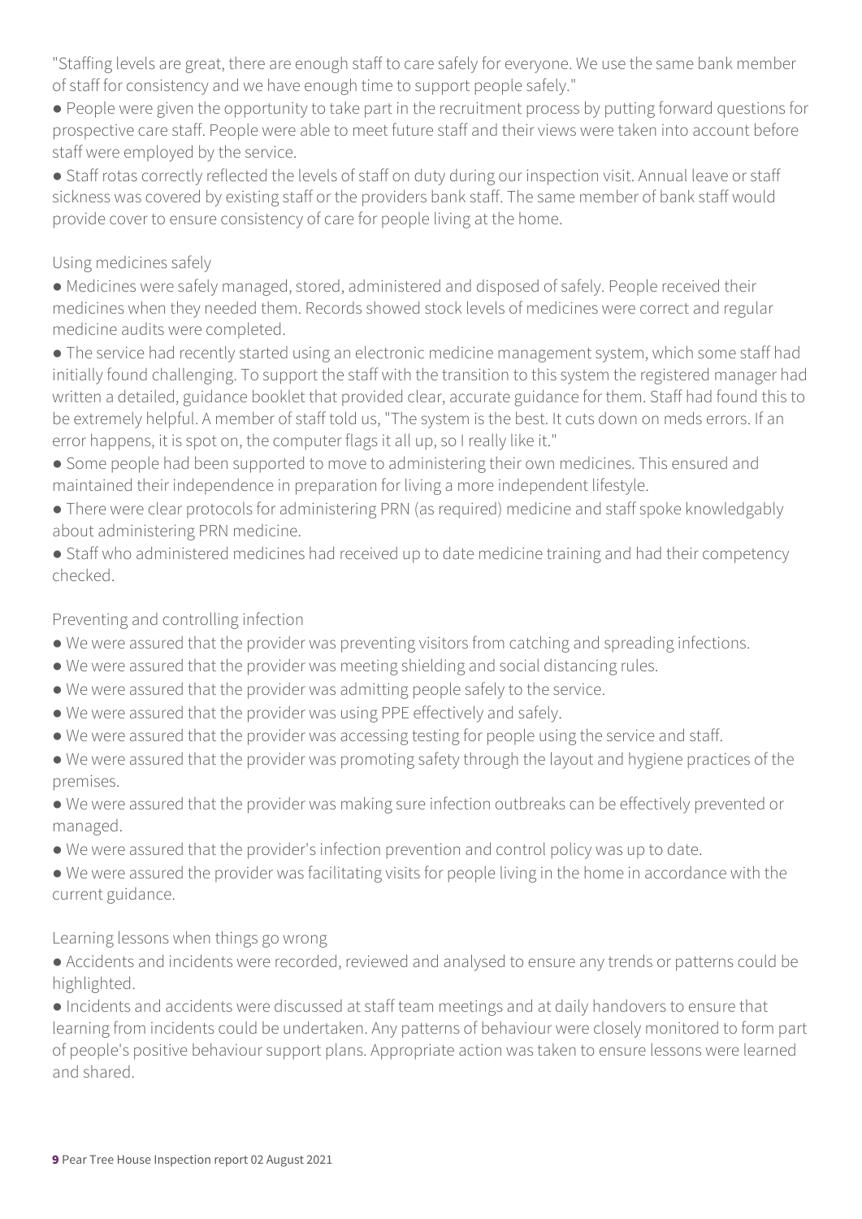"Staffing levels are great, there are enough staff to care safely for everyone. We use the same bank member of staff for consistency and we have enough time to support people safely."

- People were given the opportunity to take part in the recruitment process by putting forward questions for prospective care staff. People were able to meet future staff and their views were taken into account before staff were employed by the service.
- Staff rotas correctly reflected the levels of staff on duty during our inspection visit. Annual leave or staff sickness was covered by existing staff or the providers bank staff. The same member of bank staff would provide cover to ensure consistency of care for people living at the home.

Using medicines safely

- Medicines were safely managed, stored, administered and disposed of safely. People received their medicines when they needed them. Records showed stock levels of medicines were correct and regular medicine audits were completed.
- The service had recently started using an electronic medicine management system, which some staff had initially found challenging. To support the staff with the transition to this system the registered manager had written a detailed, guidance booklet that provided clear, accurate guidance for them. Staff had found this to be extremely helpful. A member of staff told us, "The system is the best. It cuts down on meds errors. If an error happens, it is spot on, the computer flags it all up, so I really like it."
- Some people had been supported to move to administering their own medicines. This ensured and maintained their independence in preparation for living a more independent lifestyle.
- There were clear protocols for administering PRN (as required) medicine and staff spoke knowledgably about administering PRN medicine.
- Staff who administered medicines had received up to date medicine training and had their competency checked.

Preventing and controlling infection

- We were assured that the provider was preventing visitors from catching and spreading infections.
- We were assured that the provider was meeting shielding and social distancing rules.
- We were assured that the provider was admitting people safely to the service.
- We were assured that the provider was using PPE effectively and safely.
- We were assured that the provider was accessing testing for people using the service and staff.
- We were assured that the provider was promoting safety through the layout and hygiene practices of the premises.
- We were assured that the provider was making sure infection outbreaks can be effectively prevented or managed.
- We were assured that the provider's infection prevention and control policy was up to date.
- We were assured the provider was facilitating visits for people living in the home in accordance with the current guidance.

Learning lessons when things go wrong

- Accidents and incidents were recorded, reviewed and analysed to ensure any trends or patterns could be highlighted.
- Incidents and accidents were discussed at staff team meetings and at daily handovers to ensure that learning from incidents could be undertaken. Any patterns of behaviour were closely monitored to form part of people's positive behaviour support plans. Appropriate action was taken to ensure lessons were learned and shared.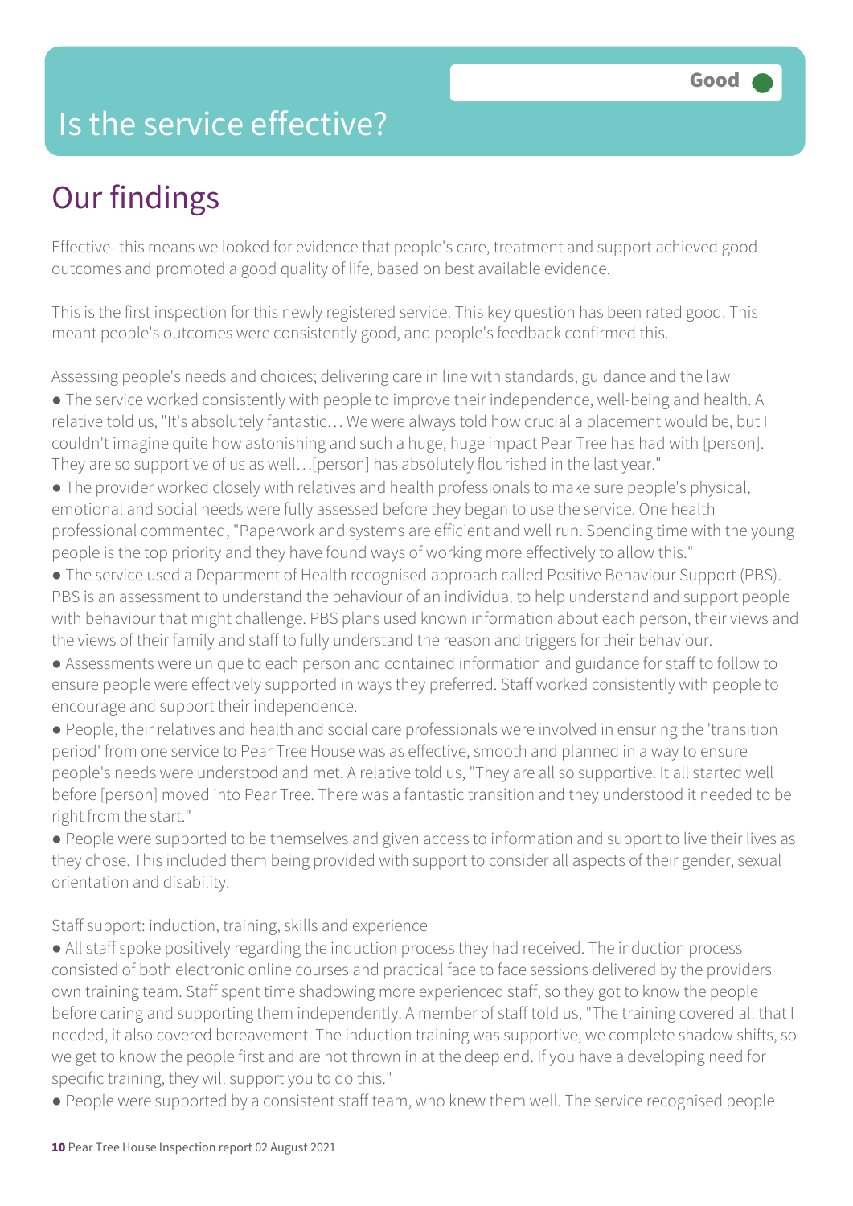Good

# Is the service effective?

## Our findings

Effective- this means we looked for evidence that people's care, treatment and support achieved good outcomes and promoted a good quality of life, based on best available evidence.

This is the first inspection for this newly registered service. This key question has been rated good. This meant people's outcomes were consistently good, and people's feedback confirmed this.

Assessing people's needs and choices; delivering care in line with standards, guidance and the law

- The service worked consistently with people to improve their independence, well-being and health. A relative told us, "It's absolutely fantastic… We were always told how crucial a placement would be, but I couldn't imagine quite how astonishing and such a huge, huge impact Pear Tree has had with [person]. They are so supportive of us as well…[person] has absolutely flourished in the last year."
- The provider worked closely with relatives and health professionals to make sure people's physical, emotional and social needs were fully assessed before they began to use the service. One health professional commented, "Paperwork and systems are efficient and well run. Spending time with the young people is the top priority and they have found ways of working more effectively to allow this."
- The service used a Department of Health recognised approach called Positive Behaviour Support (PBS). PBS is an assessment to understand the behaviour of an individual to help understand and support people with behaviour that might challenge. PBS plans used known information about each person, their views and the views of their family and staff to fully understand the reason and triggers for their behaviour.
- Assessments were unique to each person and contained information and guidance for staff to follow to ensure people were effectively supported in ways they preferred. Staff worked consistently with people to encourage and support their independence.
- People, their relatives and health and social care professionals were involved in ensuring the 'transition period' from one service to Pear Tree House was as effective, smooth and planned in a way to ensure people's needs were understood and met. A relative told us, "They are all so supportive. It all started well before [person] moved into Pear Tree. There was a fantastic transition and they understood it needed to be right from the start."
- People were supported to be themselves and given access to information and support to live their lives as they chose. This included them being provided with support to consider all aspects of their gender, sexual orientation and disability.

Staff support: induction, training, skills and experience

- All staff spoke positively regarding the induction process they had received. The induction process consisted of both electronic online courses and practical face to face sessions delivered by the providers own training team. Staff spent time shadowing more experienced staff, so they got to know the people before caring and supporting them independently. A member of staff told us, "The training covered all that I needed, it also covered bereavement. The induction training was supportive, we complete shadow shifts, so we get to know the people first and are not thrown in at the deep end. If you have a developing need for specific training, they will support you to do this."
- People were supported by a consistent staff team, who knew them well. The service recognised people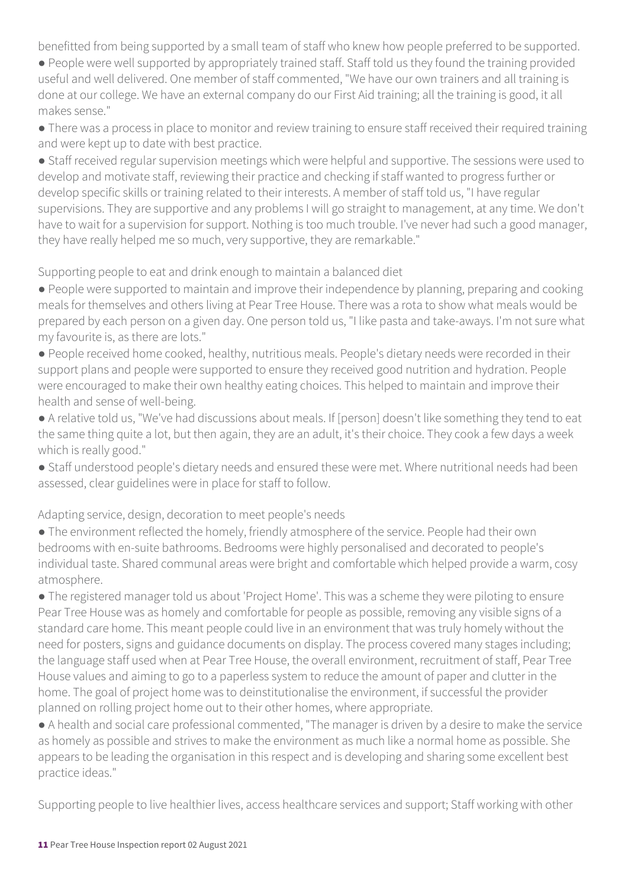benefitted from being supported by a small team of staff who knew how people preferred to be supported.

- People were well supported by appropriately trained staff. Staff told us they found the training provided useful and well delivered. One member of staff commented, "We have our own trainers and all training is done at our college. We have an external company do our First Aid training; all the training is good, it all makes sense."
- There was a process in place to monitor and review training to ensure staff received their required training and were kept up to date with best practice.
- Staff received regular supervision meetings which were helpful and supportive. The sessions were used to develop and motivate staff, reviewing their practice and checking if staff wanted to progress further or develop specific skills or training related to their interests. A member of staff told us, "I have regular supervisions. They are supportive and any problems I will go straight to management, at any time. We don't have to wait for a supervision for support. Nothing is too much trouble. I've never had such a good manager, they have really helped me so much, very supportive, they are remarkable."

Supporting people to eat and drink enough to maintain a balanced diet

- People were supported to maintain and improve their independence by planning, preparing and cooking meals for themselves and others living at Pear Tree House. There was a rota to show what meals would be prepared by each person on a given day. One person told us, "I like pasta and take-aways. I'm not sure what my favourite is, as there are lots."
- People received home cooked, healthy, nutritious meals. People's dietary needs were recorded in their support plans and people were supported to ensure they received good nutrition and hydration. People were encouraged to make their own healthy eating choices. This helped to maintain and improve their health and sense of well-being.
- A relative told us, "We've had discussions about meals. If [person] doesn't like something they tend to eat the same thing quite a lot, but then again, they are an adult, it's their choice. They cook a few days a week which is really good."
- Staff understood people's dietary needs and ensured these were met. Where nutritional needs had been assessed, clear guidelines were in place for staff to follow.

Adapting service, design, decoration to meet people's needs

- The environment reflected the homely, friendly atmosphere of the service. People had their own bedrooms with en-suite bathrooms. Bedrooms were highly personalised and decorated to people's individual taste. Shared communal areas were bright and comfortable which helped provide a warm, cosy atmosphere.
- The registered manager told us about 'Project Home'. This was a scheme they were piloting to ensure Pear Tree House was as homely and comfortable for people as possible, removing any visible signs of a standard care home. This meant people could live in an environment that was truly homely without the need for posters, signs and guidance documents on display. The process covered many stages including; the language staff used when at Pear Tree House, the overall environment, recruitment of staff, Pear Tree House values and aiming to go to a paperless system to reduce the amount of paper and clutter in the home. The goal of project home was to deinstitutionalise the environment, if successful the provider planned on rolling project home out to their other homes, where appropriate.
- A health and social care professional commented, "The manager is driven by a desire to make the service as homely as possible and strives to make the environment as much like a normal home as possible. She appears to be leading the organisation in this respect and is developing and sharing some excellent best practice ideas."

Supporting people to live healthier lives, access healthcare services and support; Staff working with other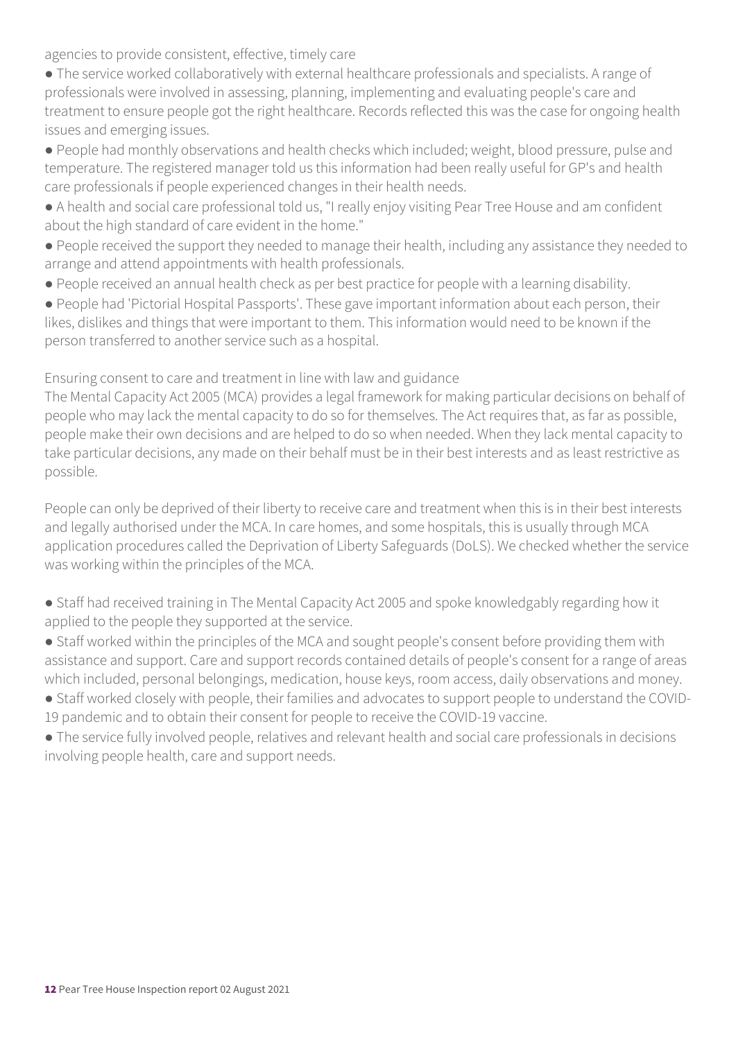agencies to provide consistent, effective, timely care

- The service worked collaboratively with external healthcare professionals and specialists. A range of professionals were involved in assessing, planning, implementing and evaluating people's care and treatment to ensure people got the right healthcare. Records reflected this was the case for ongoing health issues and emerging issues.
- People had monthly observations and health checks which included; weight, blood pressure, pulse and temperature. The registered manager told us this information had been really useful for GP's and health care professionals if people experienced changes in their health needs.
- A health and social care professional told us, "I really enjoy visiting Pear Tree House and am confident about the high standard of care evident in the home."
- People received the support they needed to manage their health, including any assistance they needed to arrange and attend appointments with health professionals.
- People received an annual health check as per best practice for people with a learning disability.
- People had 'Pictorial Hospital Passports'. These gave important information about each person, their likes, dislikes and things that were important to them. This information would need to be known if the person transferred to another service such as a hospital.

Ensuring consent to care and treatment in line with law and guidance

The Mental Capacity Act 2005 (MCA) provides a legal framework for making particular decisions on behalf of people who may lack the mental capacity to do so for themselves. The Act requires that, as far as possible, people make their own decisions and are helped to do so when needed. When they lack mental capacity to take particular decisions, any made on their behalf must be in their best interests and as least restrictive as possible.

People can only be deprived of their liberty to receive care and treatment when this is in their best interests and legally authorised under the MCA. In care homes, and some hospitals, this is usually through MCA application procedures called the Deprivation of Liberty Safeguards (DoLS). We checked whether the service was working within the principles of the MCA.

- Staff had received training in The Mental Capacity Act 2005 and spoke knowledgably regarding how it applied to the people they supported at the service.
- Staff worked within the principles of the MCA and sought people's consent before providing them with assistance and support. Care and support records contained details of people's consent for a range of areas which included, personal belongings, medication, house keys, room access, daily observations and money.
- Staff worked closely with people, their families and advocates to support people to understand the COVID-19 pandemic and to obtain their consent for people to receive the COVID-19 vaccine.
- The service fully involved people, relatives and relevant health and social care professionals in decisions involving people health, care and support needs.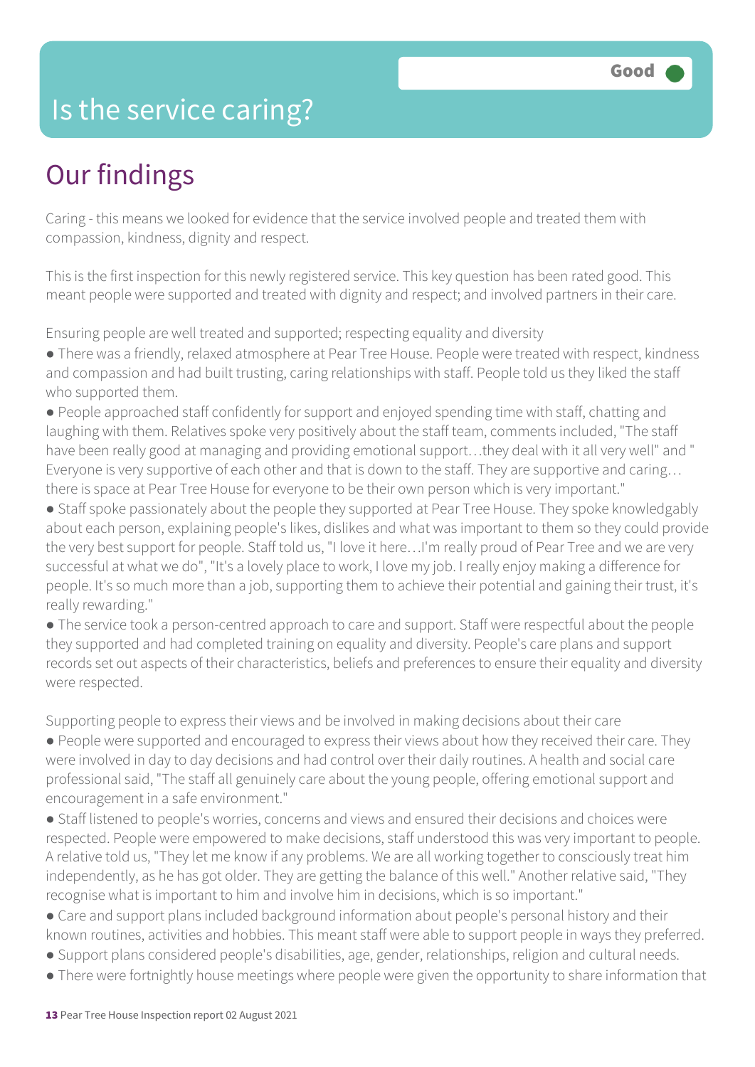# Is the service caring?

Good

## Our findings

Caring - this means we looked for evidence that the service involved people and treated them with compassion, kindness, dignity and respect.

This is the first inspection for this newly registered service. This key question has been rated good. This meant people were supported and treated with dignity and respect; and involved partners in their care.

Ensuring people are well treated and supported; respecting equality and diversity

- There was a friendly, relaxed atmosphere at Pear Tree House. People were treated with respect, kindness and compassion and had built trusting, caring relationships with staff. People told us they liked the staff who supported them.
- People approached staff confidently for support and enjoyed spending time with staff, chatting and laughing with them. Relatives spoke very positively about the staff team, comments included, "The staff have been really good at managing and providing emotional support…they deal with it all very well" and " Everyone is very supportive of each other and that is down to the staff. They are supportive and caring… there is space at Pear Tree House for everyone to be their own person which is very important."
- Staff spoke passionately about the people they supported at Pear Tree House. They spoke knowledgably about each person, explaining people's likes, dislikes and what was important to them so they could provide the very best support for people. Staff told us, "I love it here…I'm really proud of Pear Tree and we are very successful at what we do", "It's a lovely place to work, I love my job. I really enjoy making a difference for people. It's so much more than a job, supporting them to achieve their potential and gaining their trust, it's really rewarding."
- The service took a person-centred approach to care and support. Staff were respectful about the people they supported and had completed training on equality and diversity. People's care plans and support records set out aspects of their characteristics, beliefs and preferences to ensure their equality and diversity were respected.

Supporting people to express their views and be involved in making decisions about their care

- People were supported and encouraged to express their views about how they received their care. They were involved in day to day decisions and had control over their daily routines. A health and social care professional said, "The staff all genuinely care about the young people, offering emotional support and encouragement in a safe environment."
- Staff listened to people's worries, concerns and views and ensured their decisions and choices were respected. People were empowered to make decisions, staff understood this was very important to people. A relative told us, "They let me know if any problems. We are all working together to consciously treat him independently, as he has got older. They are getting the balance of this well." Another relative said, "They recognise what is important to him and involve him in decisions, which is so important."
- Care and support plans included background information about people's personal history and their known routines, activities and hobbies. This meant staff were able to support people in ways they preferred.
- Support plans considered people's disabilities, age, gender, relationships, religion and cultural needs.
- There were fortnightly house meetings where people were given the opportunity to share information that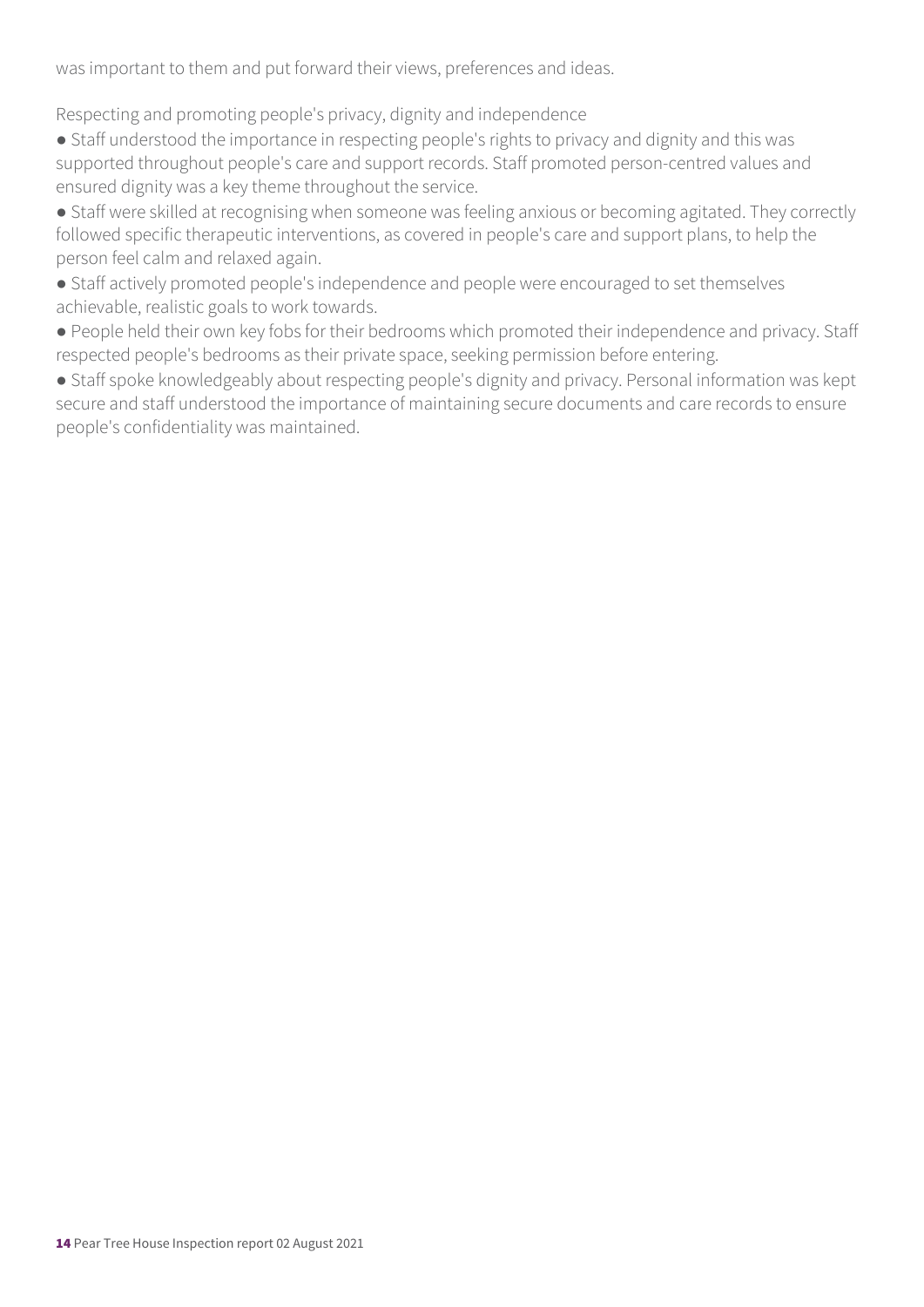was important to them and put forward their views, preferences and ideas.

### Respecting and promoting people's privacy, dignity and independence

- Staff understood the importance in respecting people's rights to privacy and dignity and this was supported throughout people's care and support records. Staff promoted person-centred values and ensured dignity was a key theme throughout the service.
- Staff were skilled at recognising when someone was feeling anxious or becoming agitated. They correctly followed specific therapeutic interventions, as covered in people's care and support plans, to help the person feel calm and relaxed again.
- Staff actively promoted people's independence and people were encouraged to set themselves achievable, realistic goals to work towards.
- People held their own key fobs for their bedrooms which promoted their independence and privacy. Staff respected people's bedrooms as their private space, seeking permission before entering.
- Staff spoke knowledgeably about respecting people's dignity and privacy. Personal information was kept secure and staff understood the importance of maintaining secure documents and care records to ensure people's confidentiality was maintained.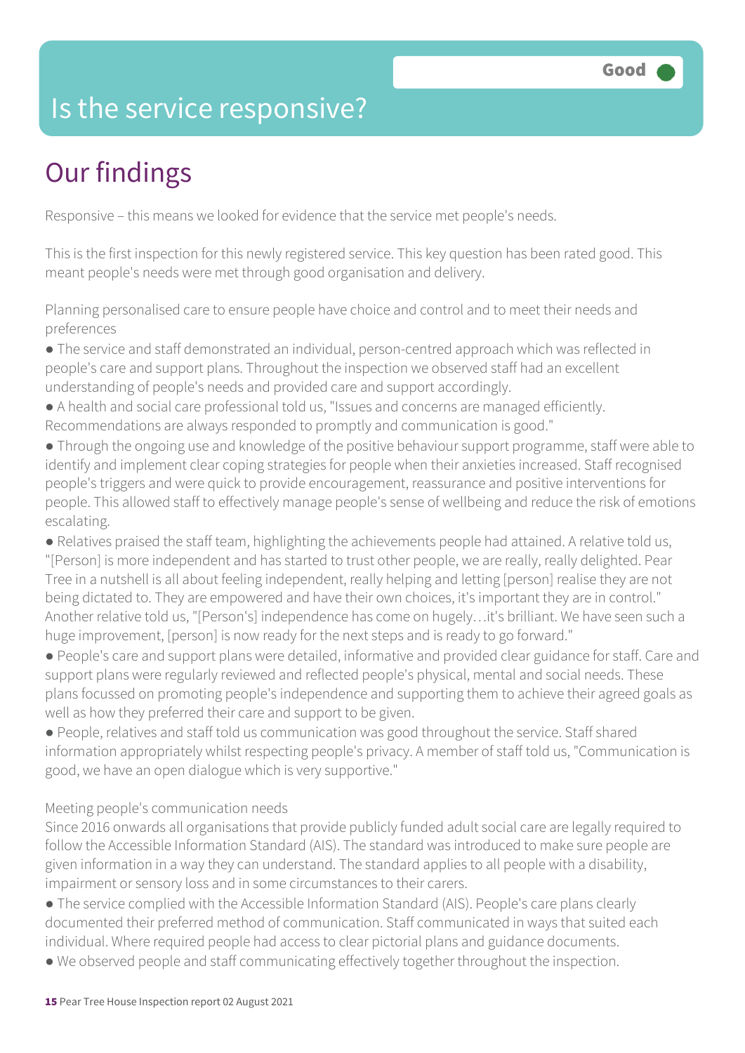# Is the service responsive?

Good

## Our findings

Responsive – this means we looked for evidence that the service met people's needs.

This is the first inspection for this newly registered service. This key question has been rated good. This meant people's needs were met through good organisation and delivery.

Planning personalised care to ensure people have choice and control and to meet their needs and preferences

- The service and staff demonstrated an individual, person-centred approach which was reflected in people's care and support plans. Throughout the inspection we observed staff had an excellent understanding of people's needs and provided care and support accordingly.
- A health and social care professional told us, "Issues and concerns are managed efficiently. Recommendations are always responded to promptly and communication is good."
- Through the ongoing use and knowledge of the positive behaviour support programme, staff were able to identify and implement clear coping strategies for people when their anxieties increased. Staff recognised people's triggers and were quick to provide encouragement, reassurance and positive interventions for people. This allowed staff to effectively manage people's sense of wellbeing and reduce the risk of emotions escalating.
- Relatives praised the staff team, highlighting the achievements people had attained. A relative told us, "[Person] is more independent and has started to trust other people, we are really, really delighted. Pear Tree in a nutshell is all about feeling independent, really helping and letting [person] realise they are not being dictated to. They are empowered and have their own choices, it's important they are in control." Another relative told us, "[Person's] independence has come on hugely…it's brilliant. We have seen such a huge improvement, [person] is now ready for the next steps and is ready to go forward."
- People's care and support plans were detailed, informative and provided clear guidance for staff. Care and support plans were regularly reviewed and reflected people's physical, mental and social needs. These plans focussed on promoting people's independence and supporting them to achieve their agreed goals as well as how they preferred their care and support to be given.
- People, relatives and staff told us communication was good throughout the service. Staff shared information appropriately whilst respecting people's privacy. A member of staff told us, "Communication is good, we have an open dialogue which is very supportive."

Meeting people's communication needs

Since 2016 onwards all organisations that provide publicly funded adult social care are legally required to follow the Accessible Information Standard (AIS). The standard was introduced to make sure people are given information in a way they can understand. The standard applies to all people with a disability, impairment or sensory loss and in some circumstances to their carers.

- The service complied with the Accessible Information Standard (AIS). People's care plans clearly documented their preferred method of communication. Staff communicated in ways that suited each individual. Where required people had access to clear pictorial plans and guidance documents.
- We observed people and staff communicating effectively together throughout the inspection.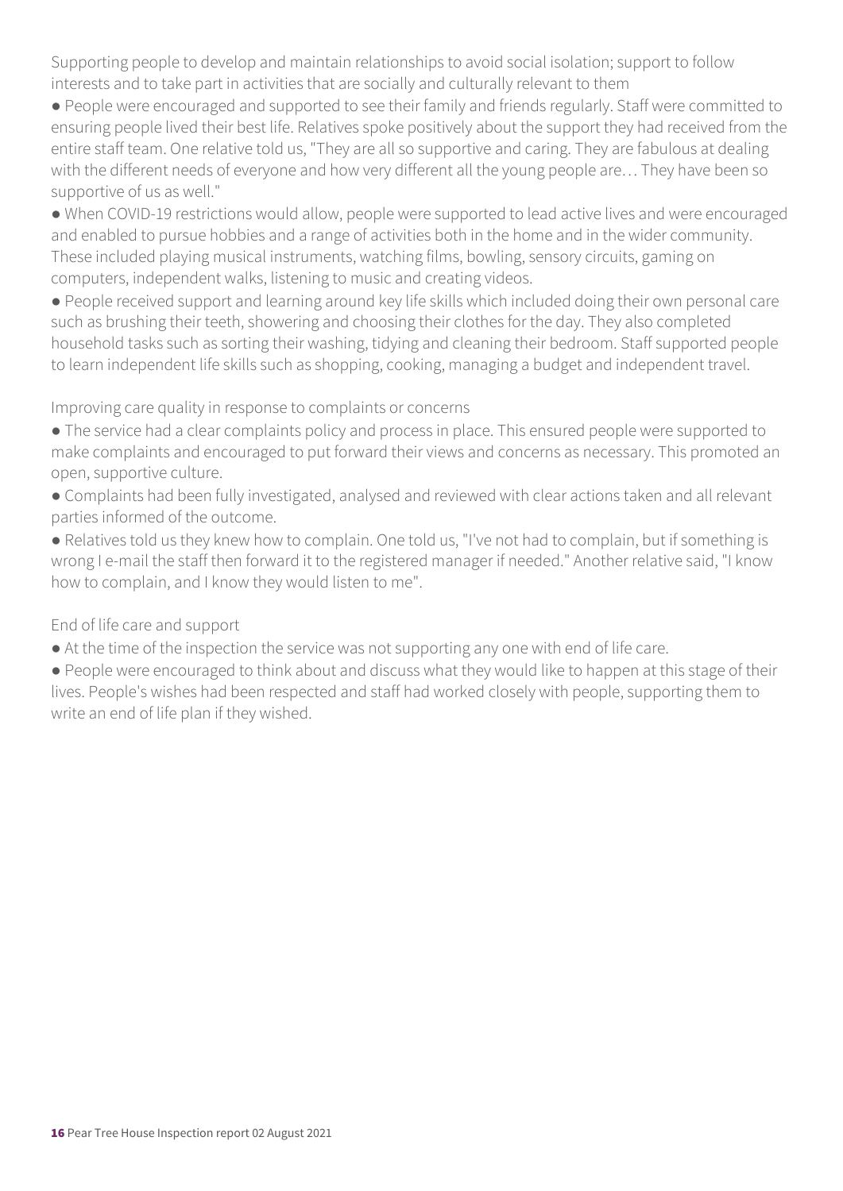Supporting people to develop and maintain relationships to avoid social isolation; support to follow interests and to take part in activities that are socially and culturally relevant to them

- People were encouraged and supported to see their family and friends regularly. Staff were committed to ensuring people lived their best life. Relatives spoke positively about the support they had received from the entire staff team. One relative told us, "They are all so supportive and caring. They are fabulous at dealing with the different needs of everyone and how very different all the young people are… They have been so supportive of us as well."
- When COVID-19 restrictions would allow, people were supported to lead active lives and were encouraged and enabled to pursue hobbies and a range of activities both in the home and in the wider community. These included playing musical instruments, watching films, bowling, sensory circuits, gaming on computers, independent walks, listening to music and creating videos.
- People received support and learning around key life skills which included doing their own personal care such as brushing their teeth, showering and choosing their clothes for the day. They also completed household tasks such as sorting their washing, tidying and cleaning their bedroom. Staff supported people to learn independent life skills such as shopping, cooking, managing a budget and independent travel.

Improving care quality in response to complaints or concerns

- The service had a clear complaints policy and process in place. This ensured people were supported to make complaints and encouraged to put forward their views and concerns as necessary. This promoted an open, supportive culture.
- Complaints had been fully investigated, analysed and reviewed with clear actions taken and all relevant parties informed of the outcome.
- Relatives told us they knew how to complain. One told us, "I've not had to complain, but if something is wrong I e-mail the staff then forward it to the registered manager if needed." Another relative said, "I know how to complain, and I know they would listen to me".

End of life care and support

- At the time of the inspection the service was not supporting any one with end of life care.
- People were encouraged to think about and discuss what they would like to happen at this stage of their lives. People's wishes had been respected and staff had worked closely with people, supporting them to write an end of life plan if they wished.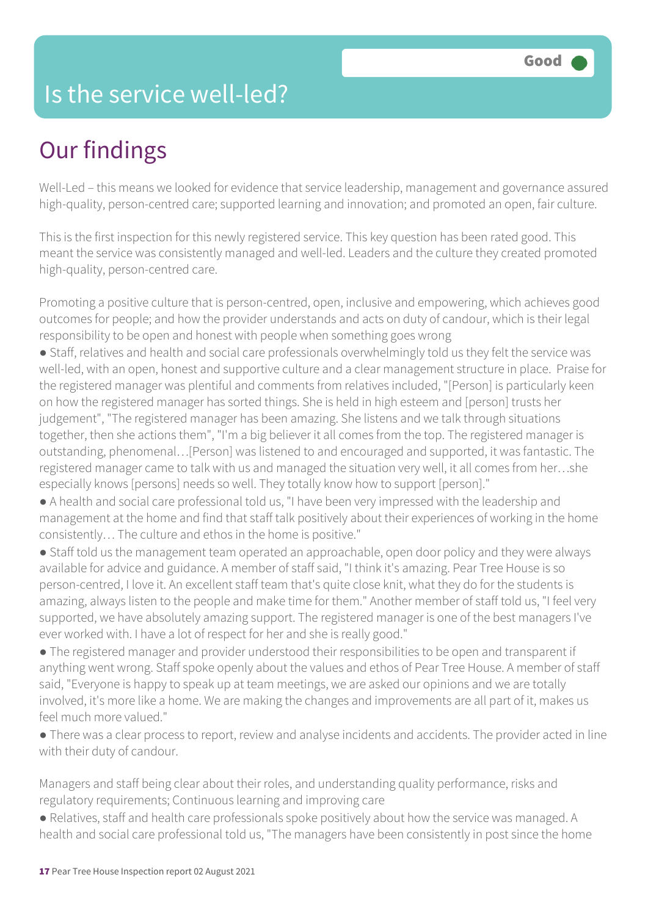# Is the service well-led?

**Good**

## Our findings

Well-Led – this means we looked for evidence that service leadership, management and governance assured high-quality, person-centred care; supported learning and innovation; and promoted an open, fair culture.

This is the first inspection for this newly registered service. This key question has been rated good. This meant the service was consistently managed and well-led. Leaders and the culture they created promoted high-quality, person-centred care.

Promoting a positive culture that is person-centred, open, inclusive and empowering, which achieves good outcomes for people; and how the provider understands and acts on duty of candour, which is their legal responsibility to be open and honest with people when something goes wrong

- Staff, relatives and health and social care professionals overwhelmingly told us they felt the service was well-led, with an open, honest and supportive culture and a clear management structure in place. Praise for the registered manager was plentiful and comments from relatives included, "[Person] is particularly keen on how the registered manager has sorted things. She is held in high esteem and [person] trusts her judgement", "The registered manager has been amazing. She listens and we talk through situations together, then she actions them", "I'm a big believer it all comes from the top. The registered manager is outstanding, phenomenal…[Person] was listened to and encouraged and supported, it was fantastic. The registered manager came to talk with us and managed the situation very well, it all comes from her…she especially knows [persons] needs so well. They totally know how to support [person]."
- A health and social care professional told us, "I have been very impressed with the leadership and management at the home and find that staff talk positively about their experiences of working in the home consistently… The culture and ethos in the home is positive."
- Staff told us the management team operated an approachable, open door policy and they were always available for advice and guidance. A member of staff said, "I think it's amazing. Pear Tree House is so person-centred, I love it. An excellent staff team that's quite close knit, what they do for the students is amazing, always listen to the people and make time for them." Another member of staff told us, "I feel very supported, we have absolutely amazing support. The registered manager is one of the best managers I've ever worked with. I have a lot of respect for her and she is really good."
- The registered manager and provider understood their responsibilities to be open and transparent if anything went wrong. Staff spoke openly about the values and ethos of Pear Tree House. A member of staff said, "Everyone is happy to speak up at team meetings, we are asked our opinions and we are totally involved, it's more like a home. We are making the changes and improvements are all part of it, makes us feel much more valued."
- There was a clear process to report, review and analyse incidents and accidents. The provider acted in line with their duty of candour.

Managers and staff being clear about their roles, and understanding quality performance, risks and regulatory requirements; Continuous learning and improving care

- Relatives, staff and health care professionals spoke positively about how the service was managed. A health and social care professional told us, "The managers have been consistently in post since the home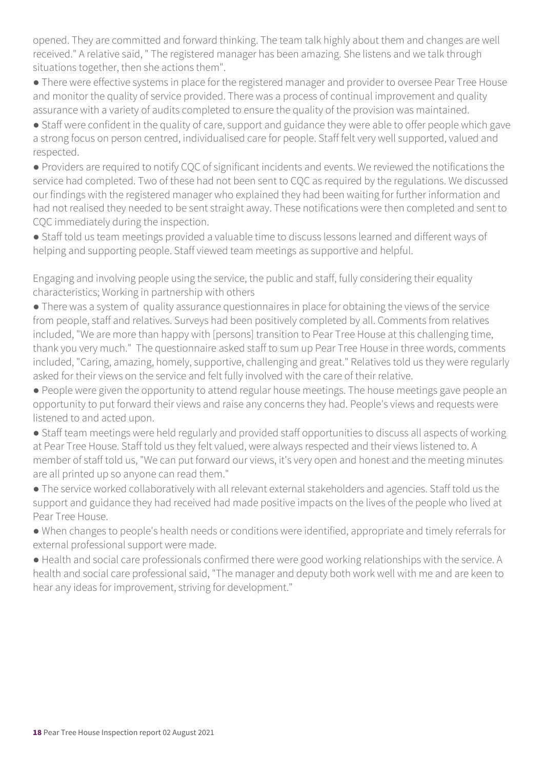opened. They are committed and forward thinking. The team talk highly about them and changes are well received." A relative said, " The registered manager has been amazing. She listens and we talk through situations together, then she actions them".

- There were effective systems in place for the registered manager and provider to oversee Pear Tree House and monitor the quality of service provided. There was a process of continual improvement and quality assurance with a variety of audits completed to ensure the quality of the provision was maintained.
- Staff were confident in the quality of care, support and guidance they were able to offer people which gave a strong focus on person centred, individualised care for people. Staff felt very well supported, valued and respected.
- Providers are required to notify CQC of significant incidents and events. We reviewed the notifications the service had completed. Two of these had not been sent to CQC as required by the regulations. We discussed our findings with the registered manager who explained they had been waiting for further information and had not realised they needed to be sent straight away. These notifications were then completed and sent to CQC immediately during the inspection.
- Staff told us team meetings provided a valuable time to discuss lessons learned and different ways of helping and supporting people. Staff viewed team meetings as supportive and helpful.

Engaging and involving people using the service, the public and staff, fully considering their equality characteristics; Working in partnership with others

- There was a system of quality assurance questionnaires in place for obtaining the views of the service from people, staff and relatives. Surveys had been positively completed by all. Comments from relatives included, "We are more than happy with [persons] transition to Pear Tree House at this challenging time, thank you very much." The questionnaire asked staff to sum up Pear Tree House in three words, comments included, "Caring, amazing, homely, supportive, challenging and great." Relatives told us they were regularly asked for their views on the service and felt fully involved with the care of their relative.
- People were given the opportunity to attend regular house meetings. The house meetings gave people an opportunity to put forward their views and raise any concerns they had. People's views and requests were listened to and acted upon.
- Staff team meetings were held regularly and provided staff opportunities to discuss all aspects of working at Pear Tree House. Staff told us they felt valued, were always respected and their views listened to. A member of staff told us, "We can put forward our views, it's very open and honest and the meeting minutes are all printed up so anyone can read them."
- The service worked collaboratively with all relevant external stakeholders and agencies. Staff told us the support and guidance they had received had made positive impacts on the lives of the people who lived at Pear Tree House.
- When changes to people's health needs or conditions were identified, appropriate and timely referrals for external professional support were made.
- Health and social care professionals confirmed there were good working relationships with the service. A health and social care professional said, "The manager and deputy both work well with me and are keen to hear any ideas for improvement, striving for development."